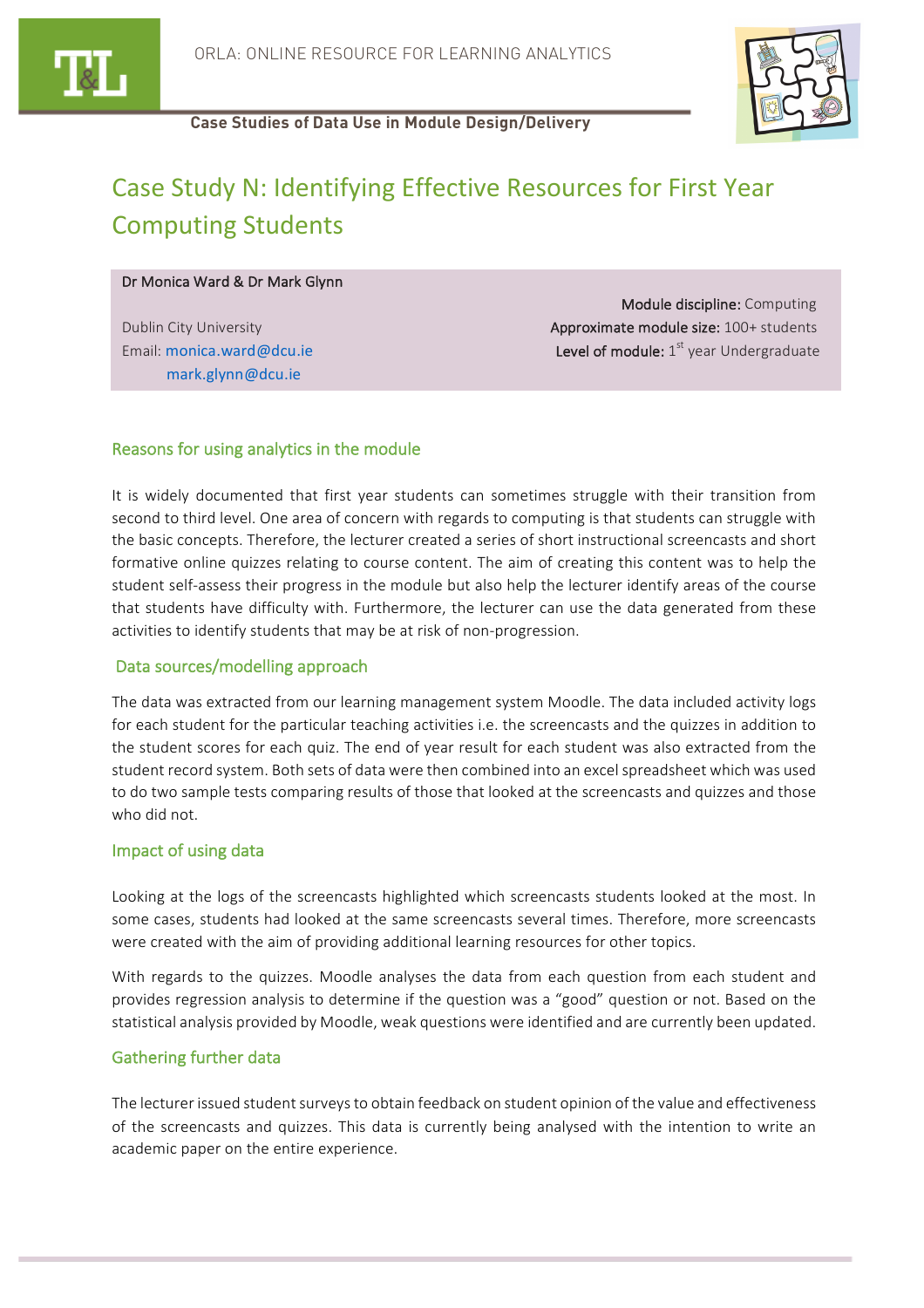ORLA: ONLINE RESOURCE FOR LEARNING ANALYTICS

**Case Studies of Data Use in Module Design/Delivery**

# Case Study N: Identifying Effective Resources for First Year Computing Students

**Dr Monica Ward & Dr Mark Glynn**

Dublin City University
Email: monica.ward@dcu.ie
mark.glynn@dcu.ie

**Module discipline:** Computing
**Approximate module size:** 100+ students
**Level of module:** 1st year Undergraduate

## Reasons for using analytics in the module

It is widely documented that first year students can sometimes struggle with their transition from second to third level. One area of concern with regards to computing is that students can struggle with the basic concepts. Therefore, the lecturer created a series of short instructional screencasts and short formative online quizzes relating to course content. The aim of creating this content was to help the student self-assess their progress in the module but also help the lecturer identify areas of the course that students have difficulty with. Furthermore, the lecturer can use the data generated from these activities to identify students that may be at risk of non-progression.

## Data sources/modelling approach

The data was extracted from our learning management system Moodle. The data included activity logs for each student for the particular teaching activities i.e. the screencasts and the quizzes in addition to the student scores for each quiz. The end of year result for each student was also extracted from the student record system. Both sets of data were then combined into an excel spreadsheet which was used to do two sample tests comparing results of those that looked at the screencasts and quizzes and those who did not.

## Impact of using data

Looking at the logs of the screencasts highlighted which screencasts students looked at the most. In some cases, students had looked at the same screencasts several times. Therefore, more screencasts were created with the aim of providing additional learning resources for other topics.

With regards to the quizzes. Moodle analyses the data from each question from each student and provides regression analysis to determine if the question was a "good" question or not. Based on the statistical analysis provided by Moodle, weak questions were identified and are currently been updated.

## Gathering further data

The lecturer issued student surveys to obtain feedback on student opinion of the value and effectiveness of the screencasts and quizzes. This data is currently being analysed with the intention to write an academic paper on the entire experience.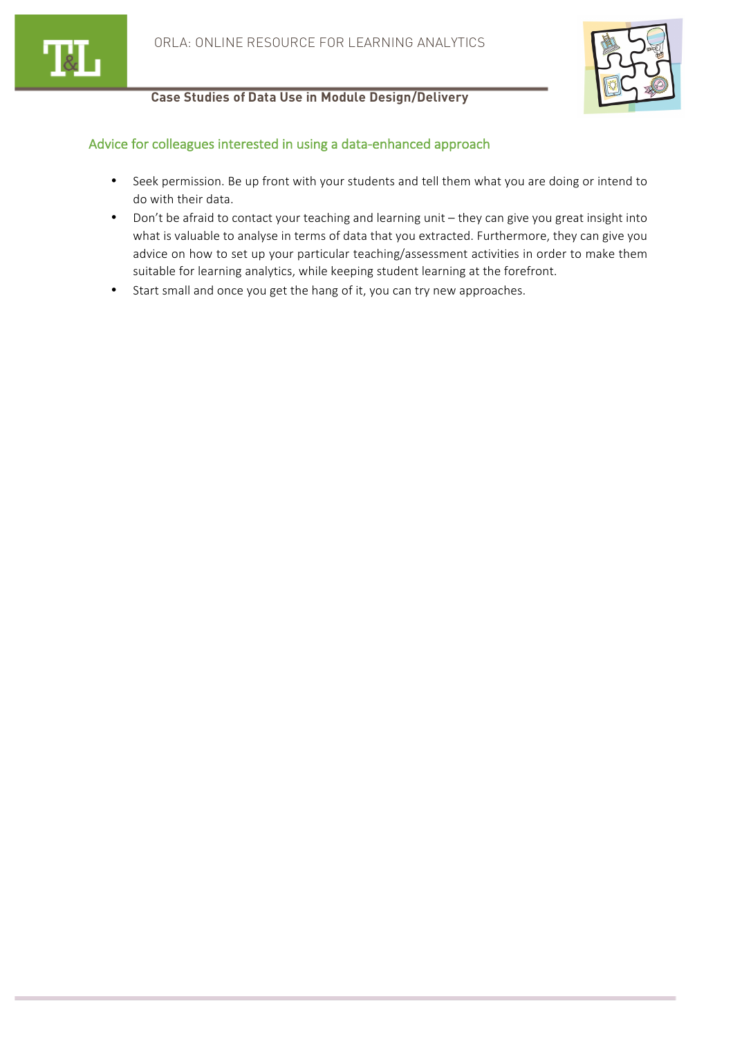## Advice for colleagues interested in using a data-enhanced approach

- Seek permission. Be up front with your students and tell them what you are doing or intend to do with their data.
- Don't be afraid to contact your teaching and learning unit – they can give you great insight into what is valuable to analyse in terms of data that you extracted. Furthermore, they can give you advice on how to set up your particular teaching/assessment activities in order to make them suitable for learning analytics, while keeping student learning at the forefront.
- Start small and once you get the hang of it, you can try new approaches.